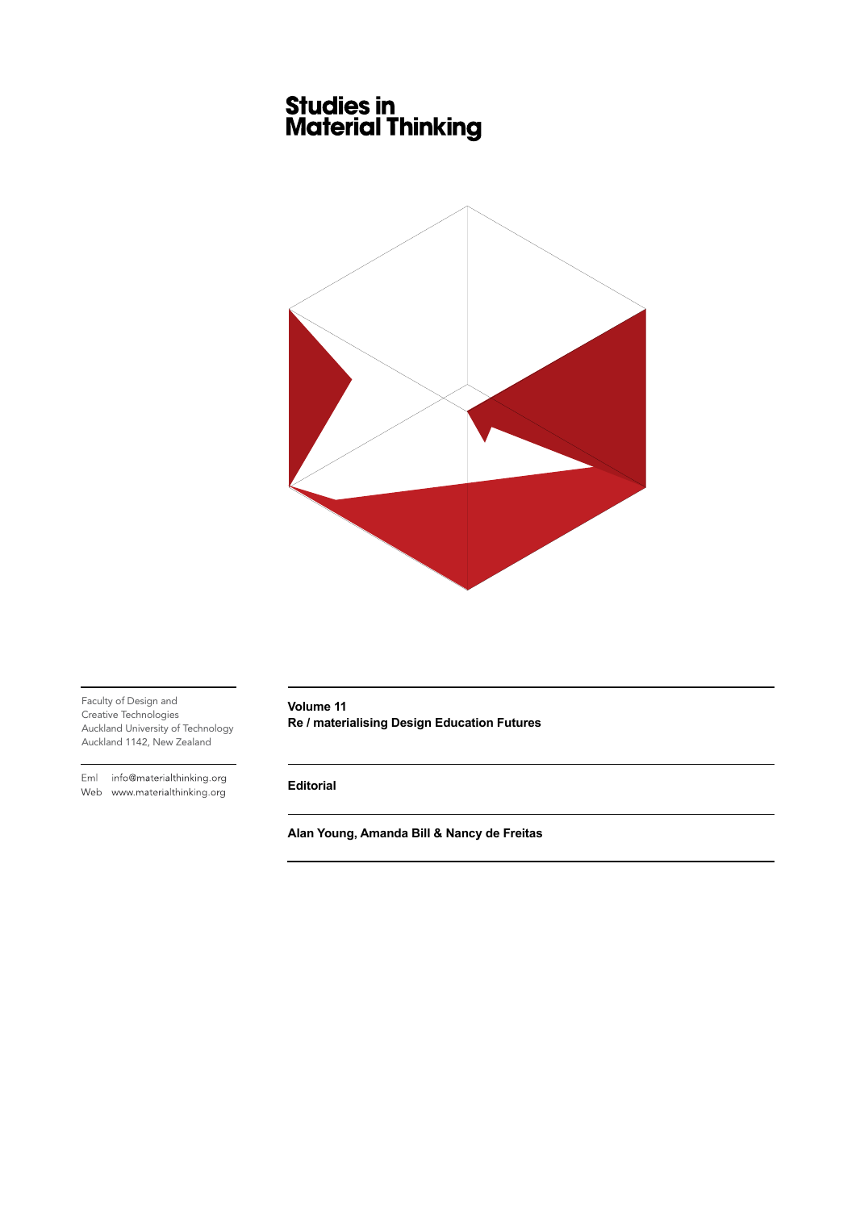# Studies in Material Thinking

Faculty of Design and
Creative Technologies
Auckland University of Technology
Auckland 1142, New Zealand

Eml info@materialthinking.org
Web www.materialthinking.org

**Volume 11**
**Re / materialising Design Education Futures**

**Editorial**

**Alan Young, Amanda Bill & Nancy de Freitas**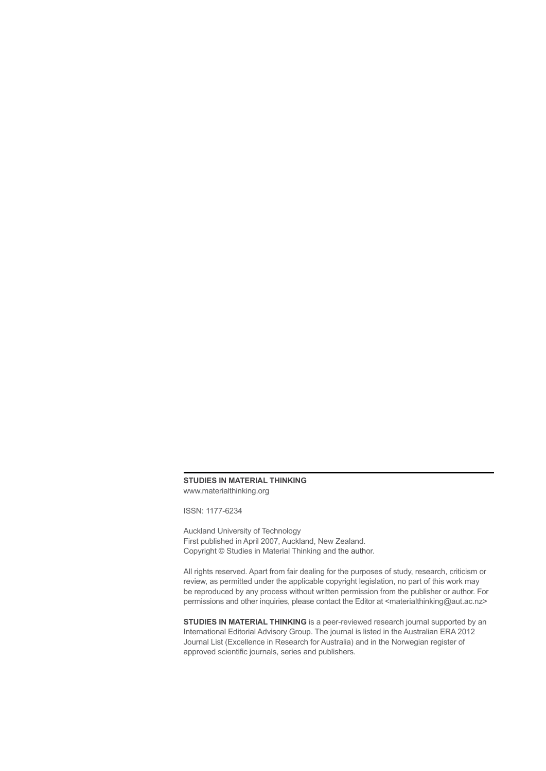**STUDIES IN MATERIAL THINKING**
www.materialthinking.org

ISSN: 1177-6234

Auckland University of Technology
First published in April 2007, Auckland, New Zealand.
Copyright © Studies in Material Thinking and the author.

All rights reserved. Apart from fair dealing for the purposes of study, research, criticism or review, as permitted under the applicable copyright legislation, no part of this work may be reproduced by any process without written permission from the publisher or author. For permissions and other inquiries, please contact the Editor at <materialthinking@aut.ac.nz>

**STUDIES IN MATERIAL THINKING** is a peer-reviewed research journal supported by an International Editorial Advisory Group. The journal is listed in the Australian ERA 2012 Journal List (Excellence in Research for Australia) and in the Norwegian register of approved scientific journals, series and publishers.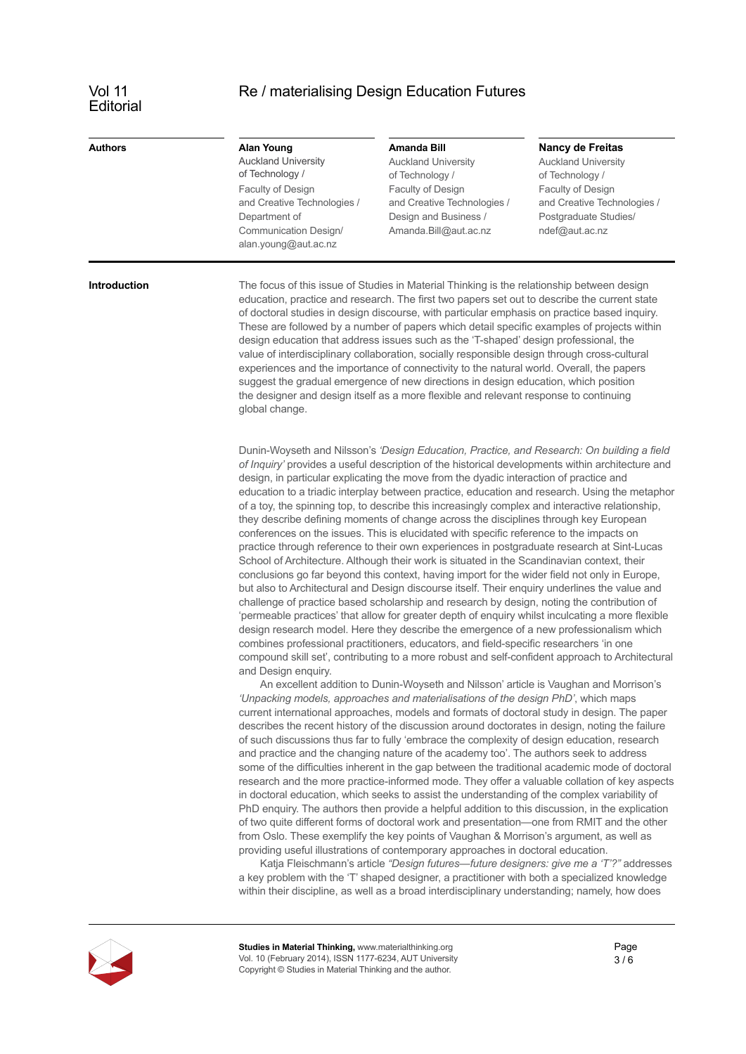# Re / materialising Design Education Futures

Vol 11 Editorial

| Authors | Alan Young | Amanda Bill | Nancy de Freitas |
|---|---|---|---|
| | Auckland University of Technology / Faculty of Design and Creative Technologies / Department of Communication Design/ alan.young@aut.ac.nz | Auckland University of Technology / Faculty of Design and Creative Technologies / Design and Business / Amanda.Bill@aut.ac.nz | Auckland University of Technology / Faculty of Design and Creative Technologies / Postgraduate Studies/ ndef@aut.ac.nz |

## Introduction

The focus of this issue of Studies in Material Thinking is the relationship between design education, practice and research. The first two papers set out to describe the current state of doctoral studies in design discourse, with particular emphasis on practice based inquiry. These are followed by a number of papers which detail specific examples of projects within design education that address issues such as the 'T-shaped' design professional, the value of interdisciplinary collaboration, socially responsible design through cross-cultural experiences and the importance of connectivity to the natural world. Overall, the papers suggest the gradual emergence of new directions in design education, which position the designer and design itself as a more flexible and relevant response to continuing global change.

Dunin-Woyseth and Nilsson's *'Design Education, Practice, and Research: On building a field of Inquiry'* provides a useful description of the historical developments within architecture and design, in particular explicating the move from the dyadic interaction of practice and education to a triadic interplay between practice, education and research. Using the metaphor of a toy, the spinning top, to describe this increasingly complex and interactive relationship, they describe defining moments of change across the disciplines through key European conferences on the issues. This is elucidated with specific reference to the impacts on practice through reference to their own experiences in postgraduate research at Sint-Lucas School of Architecture. Although their work is situated in the Scandinavian context, their conclusions go far beyond this context, having import for the wider field not only in Europe, but also to Architectural and Design discourse itself. Their enquiry underlines the value and challenge of practice based scholarship and research by design, noting the contribution of 'permeable practices' that allow for greater depth of enquiry whilst inculcating a more flexible design research model. Here they describe the emergence of a new professionalism which combines professional practitioners, educators, and field-specific researchers 'in one compound skill set', contributing to a more robust and self-confident approach to Architectural and Design enquiry.

An excellent addition to Dunin-Woyseth and Nilsson' article is Vaughan and Morrison's *'Unpacking models, approaches and materialisations of the design PhD'*, which maps current international approaches, models and formats of doctoral study in design. The paper describes the recent history of the discussion around doctorates in design, noting the failure of such discussions thus far to fully 'embrace the complexity of design education, research and practice and the changing nature of the academy too'. The authors seek to address some of the difficulties inherent in the gap between the traditional academic mode of doctoral research and the more practice-informed mode. They offer a valuable collation of key aspects in doctoral education, which seeks to assist the understanding of the complex variability of PhD enquiry. The authors then provide a helpful addition to this discussion, in the explication of two quite different forms of doctoral work and presentation—one from RMIT and the other from Oslo. These exemplify the key points of Vaughan & Morrison's argument, as well as providing useful illustrations of contemporary approaches in doctoral education.

Katja Fleischmann's article *"Design futures—future designers: give me a 'T'?"* addresses a key problem with the 'T' shaped designer, a practitioner with both a specialized knowledge within their discipline, as well as a broad interdisciplinary understanding; namely, how does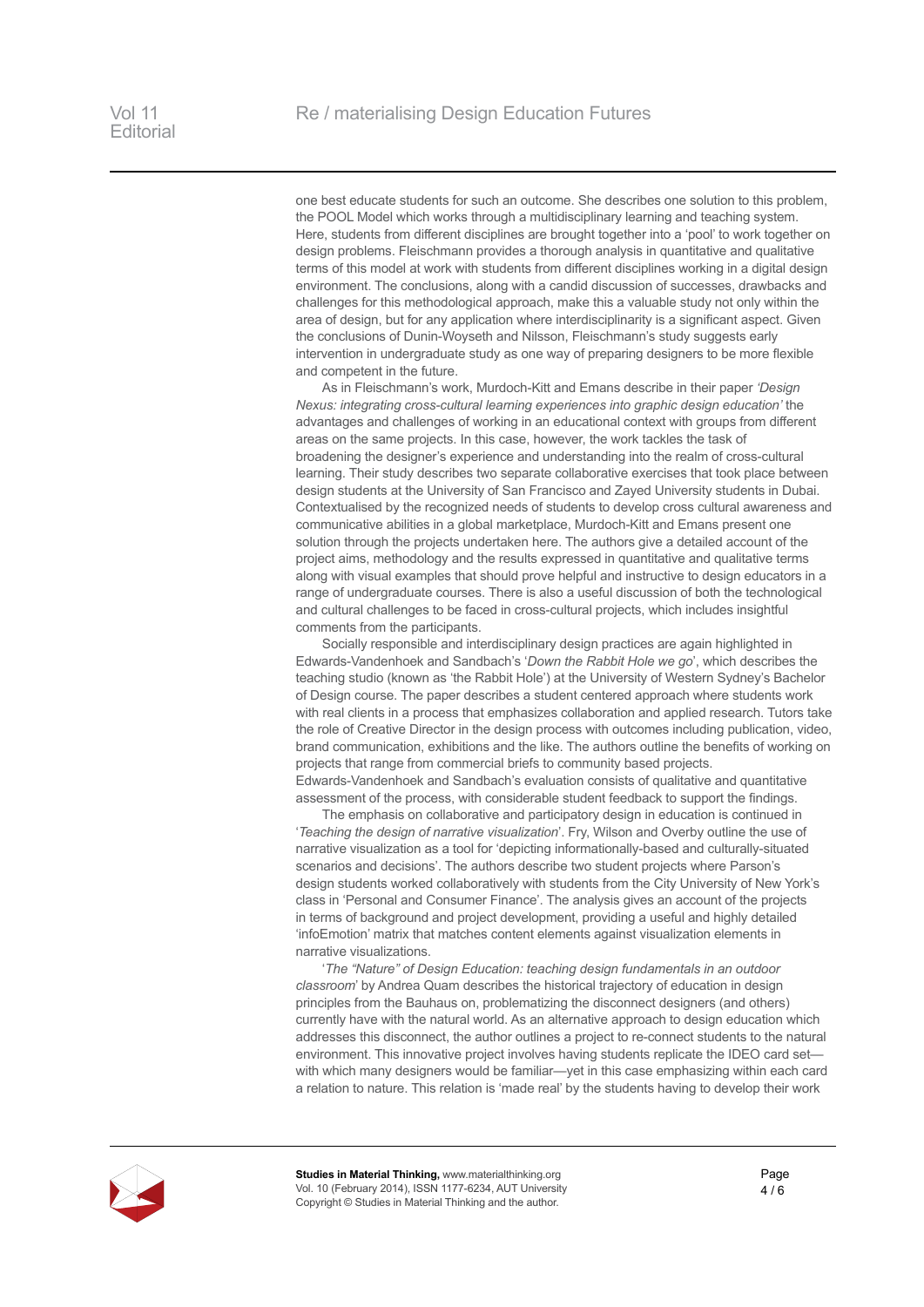one best educate students for such an outcome. She describes one solution to this problem, the POOL Model which works through a multidisciplinary learning and teaching system. Here, students from different disciplines are brought together into a 'pool' to work together on design problems. Fleischmann provides a thorough analysis in quantitative and qualitative terms of this model at work with students from different disciplines working in a digital design environment. The conclusions, along with a candid discussion of successes, drawbacks and challenges for this methodological approach, make this a valuable study not only within the area of design, but for any application where interdisciplinarity is a significant aspect. Given the conclusions of Dunin-Woyseth and Nilsson, Fleischmann's study suggests early intervention in undergraduate study as one way of preparing designers to be more flexible and competent in the future.

As in Fleischmann's work, Murdoch-Kitt and Emans describe in their paper *'Design Nexus: integrating cross-cultural learning experiences into graphic design education'* the advantages and challenges of working in an educational context with groups from different areas on the same projects. In this case, however, the work tackles the task of broadening the designer's experience and understanding into the realm of cross-cultural learning. Their study describes two separate collaborative exercises that took place between design students at the University of San Francisco and Zayed University students in Dubai. Contextualised by the recognized needs of students to develop cross cultural awareness and communicative abilities in a global marketplace, Murdoch-Kitt and Emans present one solution through the projects undertaken here. The authors give a detailed account of the project aims, methodology and the results expressed in quantitative and qualitative terms along with visual examples that should prove helpful and instructive to design educators in a range of undergraduate courses. There is also a useful discussion of both the technological and cultural challenges to be faced in cross-cultural projects, which includes insightful comments from the participants.

Socially responsible and interdisciplinary design practices are again highlighted in Edwards-Vandenhoek and Sandbach's '*Down the Rabbit Hole we go*', which describes the teaching studio (known as 'the Rabbit Hole') at the University of Western Sydney's Bachelor of Design course. The paper describes a student centered approach where students work with real clients in a process that emphasizes collaboration and applied research. Tutors take the role of Creative Director in the design process with outcomes including publication, video, brand communication, exhibitions and the like. The authors outline the benefits of working on projects that range from commercial briefs to community based projects. Edwards-Vandenhoek and Sandbach's evaluation consists of qualitative and quantitative assessment of the process, with considerable student feedback to support the findings.

The emphasis on collaborative and participatory design in education is continued in '*Teaching the design of narrative visualization*'. Fry, Wilson and Overby outline the use of narrative visualization as a tool for 'depicting informationally-based and culturally-situated scenarios and decisions'. The authors describe two student projects where Parson's design students worked collaboratively with students from the City University of New York's class in 'Personal and Consumer Finance'. The analysis gives an account of the projects in terms of background and project development, providing a useful and highly detailed 'infoEmotion' matrix that matches content elements against visualization elements in narrative visualizations.

'*The "Nature" of Design Education: teaching design fundamentals in an outdoor classroom*' by Andrea Quam describes the historical trajectory of education in design principles from the Bauhaus on, problematizing the disconnect designers (and others) currently have with the natural world. As an alternative approach to design education which addresses this disconnect, the author outlines a project to re-connect students to the natural environment. This innovative project involves having students replicate the IDEO card set—with which many designers would be familiar—yet in this case emphasizing within each card a relation to nature. This relation is 'made real' by the students having to develop their work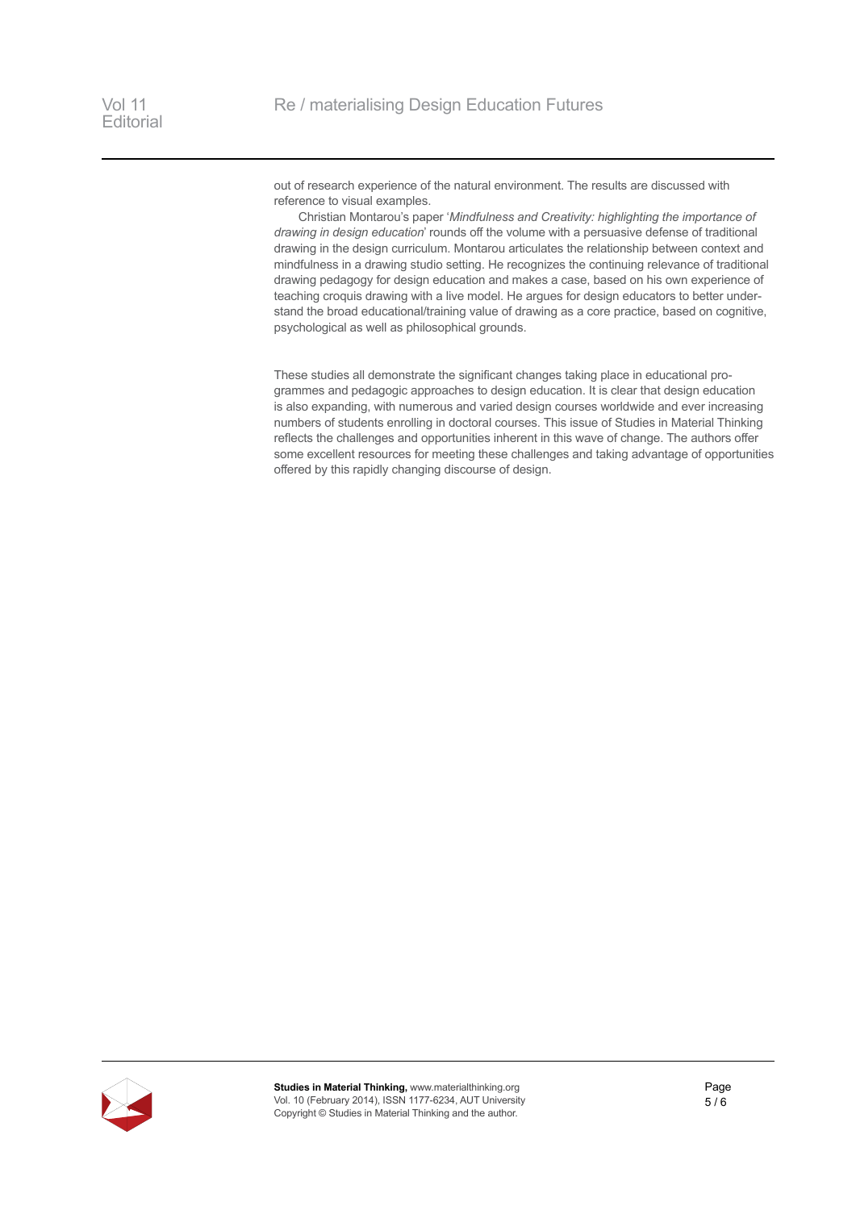out of research experience of the natural environment. The results are discussed with reference to visual examples.

Christian Montarou's paper '*Mindfulness and Creativity: highlighting the importance of drawing in design education*' rounds off the volume with a persuasive defense of traditional drawing in the design curriculum. Montarou articulates the relationship between context and mindfulness in a drawing studio setting. He recognizes the continuing relevance of traditional drawing pedagogy for design education and makes a case, based on his own experience of teaching croquis drawing with a live model. He argues for design educators to better understand the broad educational/training value of drawing as a core practice, based on cognitive, psychological as well as philosophical grounds.

These studies all demonstrate the significant changes taking place in educational programmes and pedagogic approaches to design education. It is clear that design education is also expanding, with numerous and varied design courses worldwide and ever increasing numbers of students enrolling in doctoral courses. This issue of Studies in Material Thinking reflects the challenges and opportunities inherent in this wave of change. The authors offer some excellent resources for meeting these challenges and taking advantage of opportunities offered by this rapidly changing discourse of design.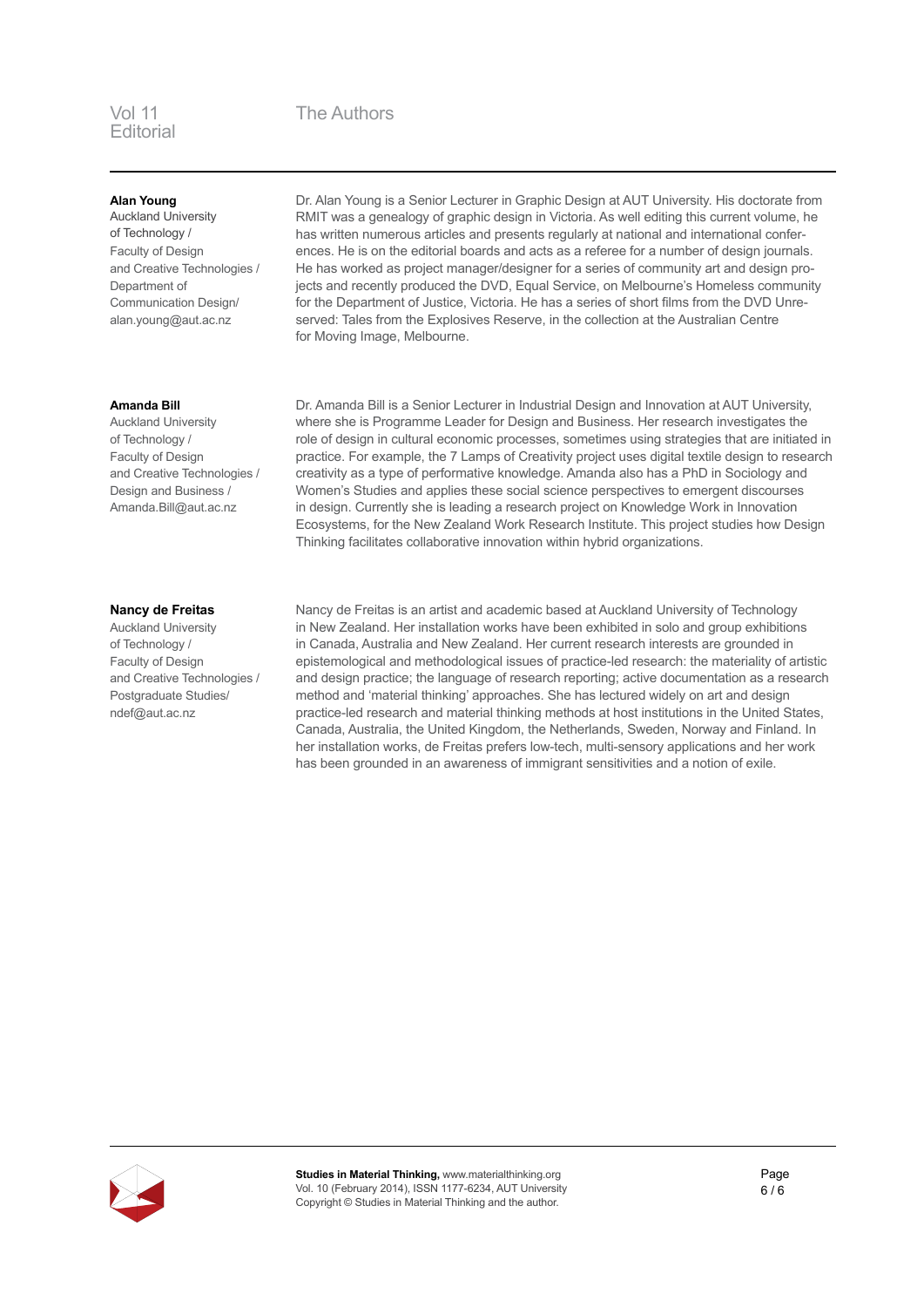# The Authors

**Alan Young**
Auckland University of Technology / Faculty of Design and Creative Technologies / Department of Communication Design/
alan.young@aut.ac.nz

Dr. Alan Young is a Senior Lecturer in Graphic Design at AUT University. His doctorate from RMIT was a genealogy of graphic design in Victoria. As well editing this current volume, he has written numerous articles and presents regularly at national and international conferences. He is on the editorial boards and acts as a referee for a number of design journals. He has worked as project manager/designer for a series of community art and design projects and recently produced the DVD, Equal Service, on Melbourne's Homeless community for the Department of Justice, Victoria. He has a series of short films from the DVD Unreserved: Tales from the Explosives Reserve, in the collection at the Australian Centre for Moving Image, Melbourne.

**Amanda Bill**
Auckland University of Technology / Faculty of Design and Creative Technologies / Design and Business /
Amanda.Bill@aut.ac.nz

Dr. Amanda Bill is a Senior Lecturer in Industrial Design and Innovation at AUT University, where she is Programme Leader for Design and Business. Her research investigates the role of design in cultural economic processes, sometimes using strategies that are initiated in practice. For example, the 7 Lamps of Creativity project uses digital textile design to research creativity as a type of performative knowledge. Amanda also has a PhD in Sociology and Women's Studies and applies these social science perspectives to emergent discourses in design. Currently she is leading a research project on Knowledge Work in Innovation Ecosystems, for the New Zealand Work Research Institute. This project studies how Design Thinking facilitates collaborative innovation within hybrid organizations.

**Nancy de Freitas**
Auckland University of Technology / Faculty of Design and Creative Technologies / Postgraduate Studies/
ndef@aut.ac.nz

Nancy de Freitas is an artist and academic based at Auckland University of Technology in New Zealand. Her installation works have been exhibited in solo and group exhibitions in Canada, Australia and New Zealand. Her current research interests are grounded in epistemological and methodological issues of practice-led research: the materiality of artistic and design practice; the language of research reporting; active documentation as a research method and 'material thinking' approaches. She has lectured widely on art and design practice-led research and material thinking methods at host institutions in the United States, Canada, Australia, the United Kingdom, the Netherlands, Sweden, Norway and Finland. In her installation works, de Freitas prefers low-tech, multi-sensory applications and her work has been grounded in an awareness of immigrant sensitivities and a notion of exile.